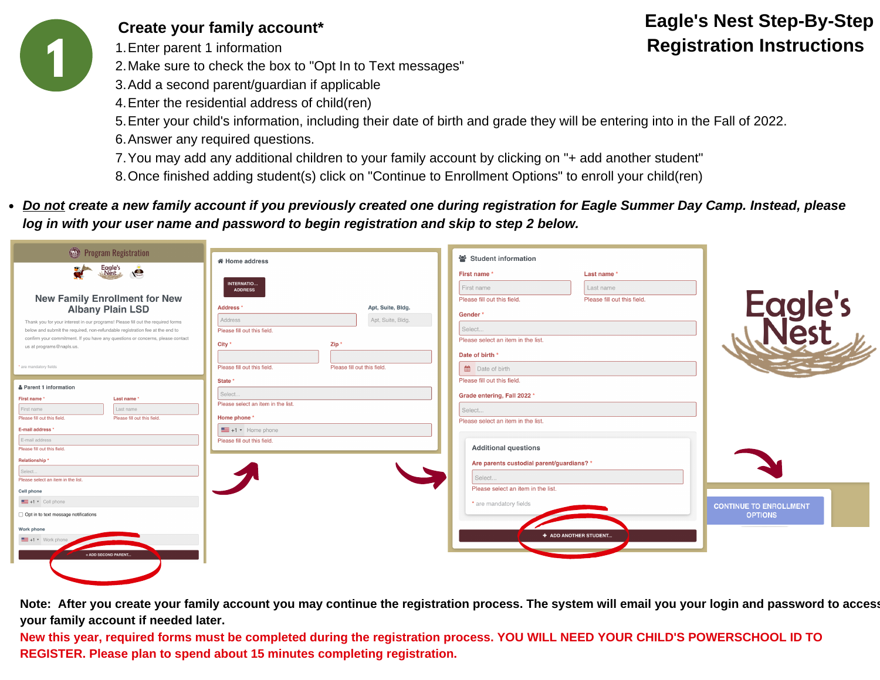# Eagle's Nest Step-By-Step Registration Instructions

## 1 Create your family account*

1. Enter parent 1 information
2. Make sure to check the box to "Opt In to Text messages"
3. Add a second parent/guardian if applicable
4. Enter the residential address of child(ren)
5. Enter your child's information, including their date of birth and grade they will be entering into in the Fall of 2022.
6. Answer any required questions.
7. You may add any additional children to your family account by clicking on "+ add another student"
8. Once finished adding student(s) click on "Continue to Enrollment Options" to enroll your child(ren)

- ***Do not** create a new family account if you previously created one during registration for Eagle Summer Day Camp. Instead, please log in with your user name and password to begin registration and skip to step 2 below.*

**Note: After you create your family account you may continue the registration process. The system will email you your login and password to access your family account if needed later.**

**New this year, required forms must be completed during the registration process. YOU WILL NEED YOUR CHILD'S POWERSCHOOL ID TO REGISTER. Please plan to spend about 15 minutes completing registration.**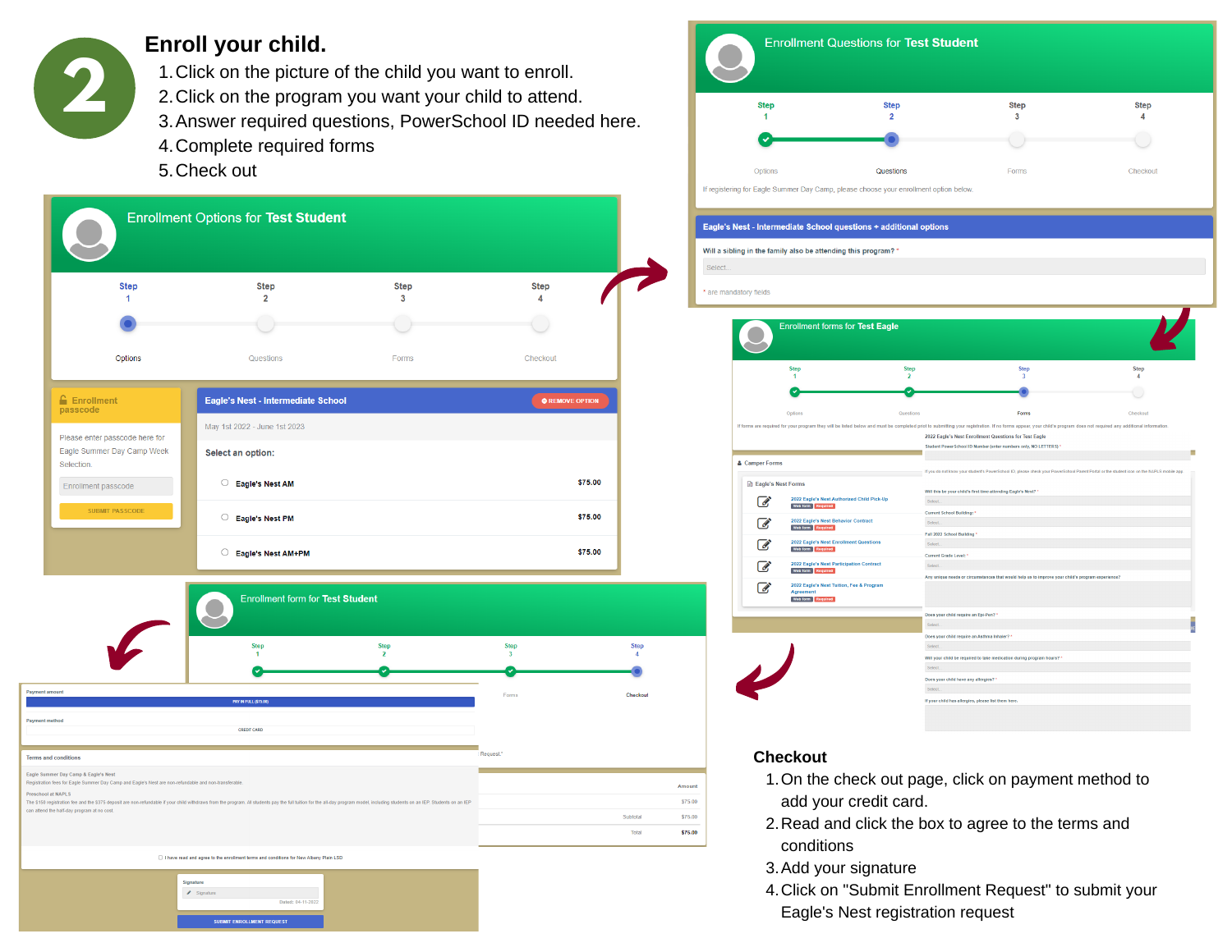# 2 Enroll your child.

1. Click on the picture of the child you want to enroll.
2. Click on the program you want your child to attend.
3. Answer required questions, PowerSchool ID needed here.
4. Complete required forms
5. Check out

Enrollment Options for **Test Student**

Step 1 — Options | Step 2 — Questions | Step 3 — Forms | Step 4 — Checkout

**Enrollment passcode**

Please enter passcode here for Eagle Summer Day Camp Week Selection.

Enrollment passcode

SUBMIT PASSCODE

**Eagle's Nest - Intermediate School** — REMOVE OPTION

May 1st 2022 - June 1st 2023

Select an option:

| | |
|---|---|
| Eagle's Nest AM | $75.00 |
| Eagle's Nest PM | $75.00 |
| Eagle's Nest AM+PM | $75.00 |

Enrollment Questions for **Test Student**

Step 1 — Options | Step 2 — Questions | Step 3 — Forms | Step 4 — Checkout

If registering for Eagle Summer Day Camp, please choose your enrollment option below.

**Eagle's Nest - Intermediate School questions + additional options**

Will a sibling in the family also be attending this program? *

Select...

* are mandatory fields

Enrollment forms for **Test Eagle**

Step 1 — Options | Step 2 — Questions | Step 3 — Forms | Step 4 — Checkout

Camper Forms

Eagle's Nest Forms

- 2022 Eagle's Nest Authorized Child Pick-Up
- 2022 Eagle's Nest Behavior Contract
- 2022 Eagle's Nest Enrollment Questions
- 2022 Eagle's Nest Participation Contract
- 2022 Eagle's Nest Tuition, Fee & Program Agreement

2022 Eagle's Nest Enrollment Questions for Test Eagle

Student PowerSchool ID Number (enter numbers only, NO LETTERS) *

Will this be your child's first time attending Eagle's Nest? *

Current School Building: *

Fall 2022 School Building *

Current Grade Level: *

Any unique needs or circumstances that would help us to improve your child's program experience?

Does your child require an Epi-Pen? *

Does your child require an Asthma Inhaler? *

Will your child be required to take medication during program hours? *

Does your child have any allergies? *

If your child has allergies, please list them here.

Enrollment form for **Test Student**

Step 1 | Step 2 | Step 3 — Forms | Step 4 — Checkout

Payment amount

PAY IN FULL ($75.00)

Payment method

CREDIT CARD

Terms and conditions

Eagle Summer Day Camp & Eagle's Nest

Registration fees for Eagle Summer Day Camp and Eagle's Nest are non-refundable and non-transferable.

Preschool at NAPLS

I have read and agree to the enrollment terms and conditions for New Albany Plain LSD

Signature

Dated: 04-11-2022

SUBMIT ENROLLMENT REQUEST

| | Amount |
|---|---|
| | $75.00 |
| Subtotal | $75.00 |
| Total | $75.00 |

## Checkout

1. On the check out page, click on payment method to add your credit card.
2. Read and click the box to agree to the terms and conditions
3. Add your signature
4. Click on "Submit Enrollment Request" to submit your Eagle's Nest registration request